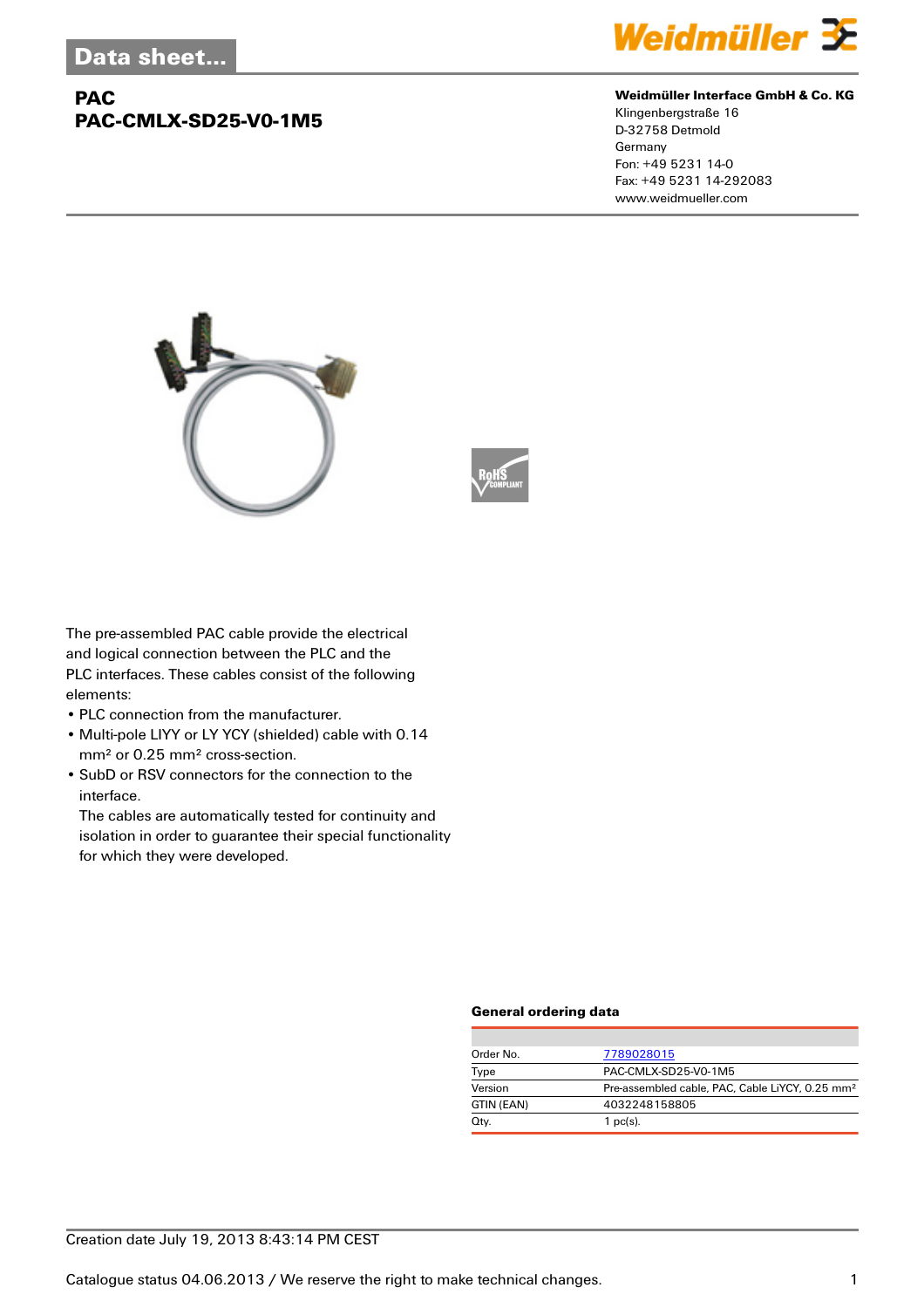# Data sheet...

## PAC
## PAC-CMLX-SD25-V0-1M5

**Weidmüller Interface GmbH & Co. KG**
Klingenbergstraße 16
D-32758 Detmold
Germany
Fon: +49 5231 14-0
Fax: +49 5231 14-292083
www.weidmueller.com

The pre-assembled PAC cable provide the electrical and logical connection between the PLC and the PLC interfaces. These cables consist of the following elements:

- PLC connection from the manufacturer.
- Multi-pole LIYY or LY YCY (shielded) cable with 0.14 mm² or 0.25 mm² cross-section.
- SubD or RSV connectors for the connection to the interface.
  The cables are automatically tested for continuity and isolation in order to guarantee their special functionality for which they were developed.

### General ordering data

| | |
|---|---|
| Order No. | 7789028015 |
| Type | PAC-CMLX-SD25-V0-1M5 |
| Version | Pre-assembled cable, PAC, Cable LiYCY, 0.25 mm² |
| GTIN (EAN) | 4032248158805 |
| Qty. | 1 pc(s). |

Creation date July 19, 2013 8:43:14 PM CEST

Catalogue status 04.06.2013 / We reserve the right to make technical changes.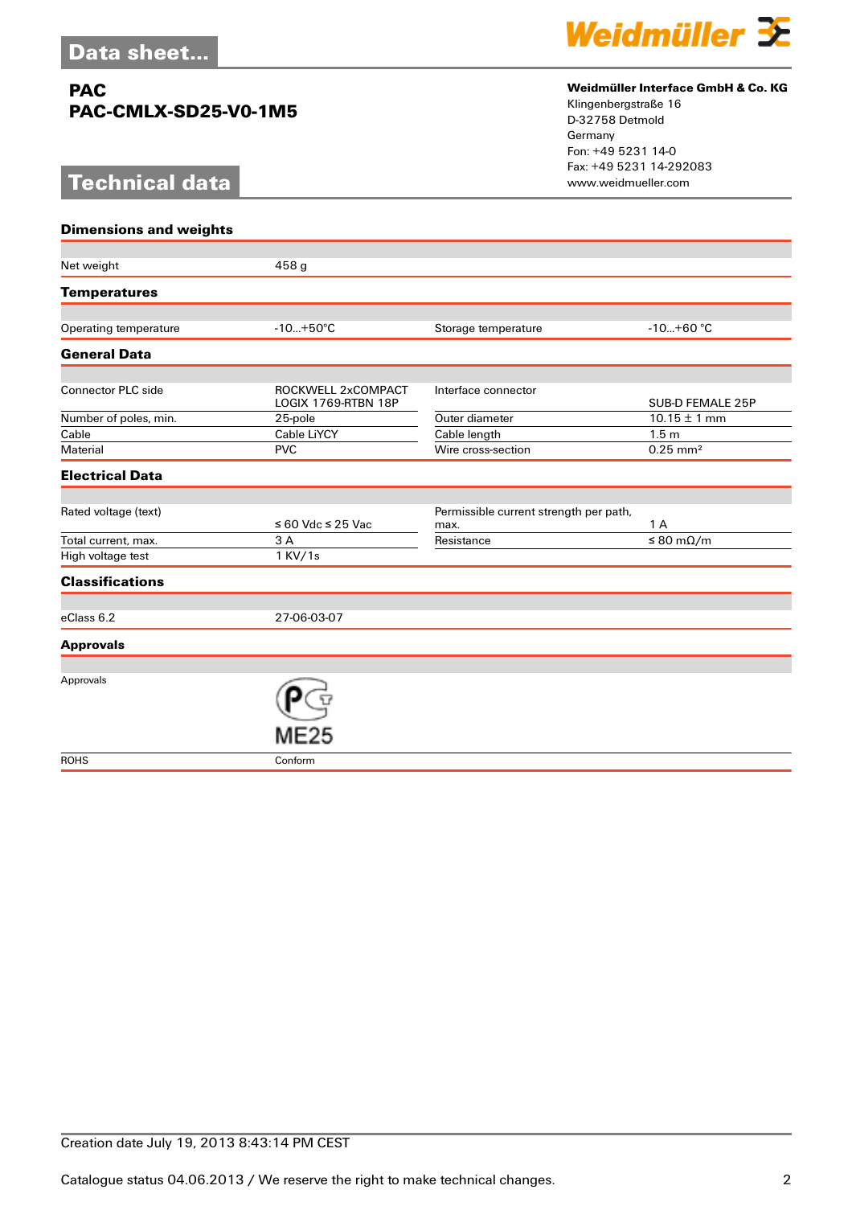# Data sheet...

## PAC
## PAC-CMLX-SD25-V0-1M5

**Weidmüller Interface GmbH & Co. KG**
Klingenbergstraße 16
D-32758 Detmold
Germany
Fon: +49 5231 14-0
Fax: +49 5231 14-292083
www.weidmueller.com

# Technical data

### Dimensions and weights

| | |
|---|---|
| Net weight | 458 g |

### Temperatures

| | | | |
|---|---|---|---|
| Operating temperature | -10...+50°C | Storage temperature | -10...+60 °C |

### General Data

| | | | |
|---|---|---|---|
| Connector PLC side | ROCKWELL 2xCOMPACT LOGIX 1769-RTBN 18P | Interface connector | SUB-D FEMALE 25P |
| Number of poles, min. | 25-pole | Outer diameter | 10.15 ± 1 mm |
| Cable | Cable LiYCY | Cable length | 1.5 m |
| Material | PVC | Wire cross-section | 0.25 mm² |

### Electrical Data

| | | | |
|---|---|---|---|
| Rated voltage (text) | ≤ 60 Vdc ≤ 25 Vac | Permissible current strength per path, max. | 1 A |
| Total current, max. | 3 A | Resistance | ≤ 80 mΩ/m |
| High voltage test | 1 KV/1s | | |

### Classifications

| | |
|---|---|
| eClass 6.2 | 27-06-03-07 |

### Approvals

| | |
|---|---|
| Approvals | ME25 |
| ROHS | Conform |

Creation date July 19, 2013 8:43:14 PM CEST

Catalogue status 04.06.2013 / We reserve the right to make technical changes.